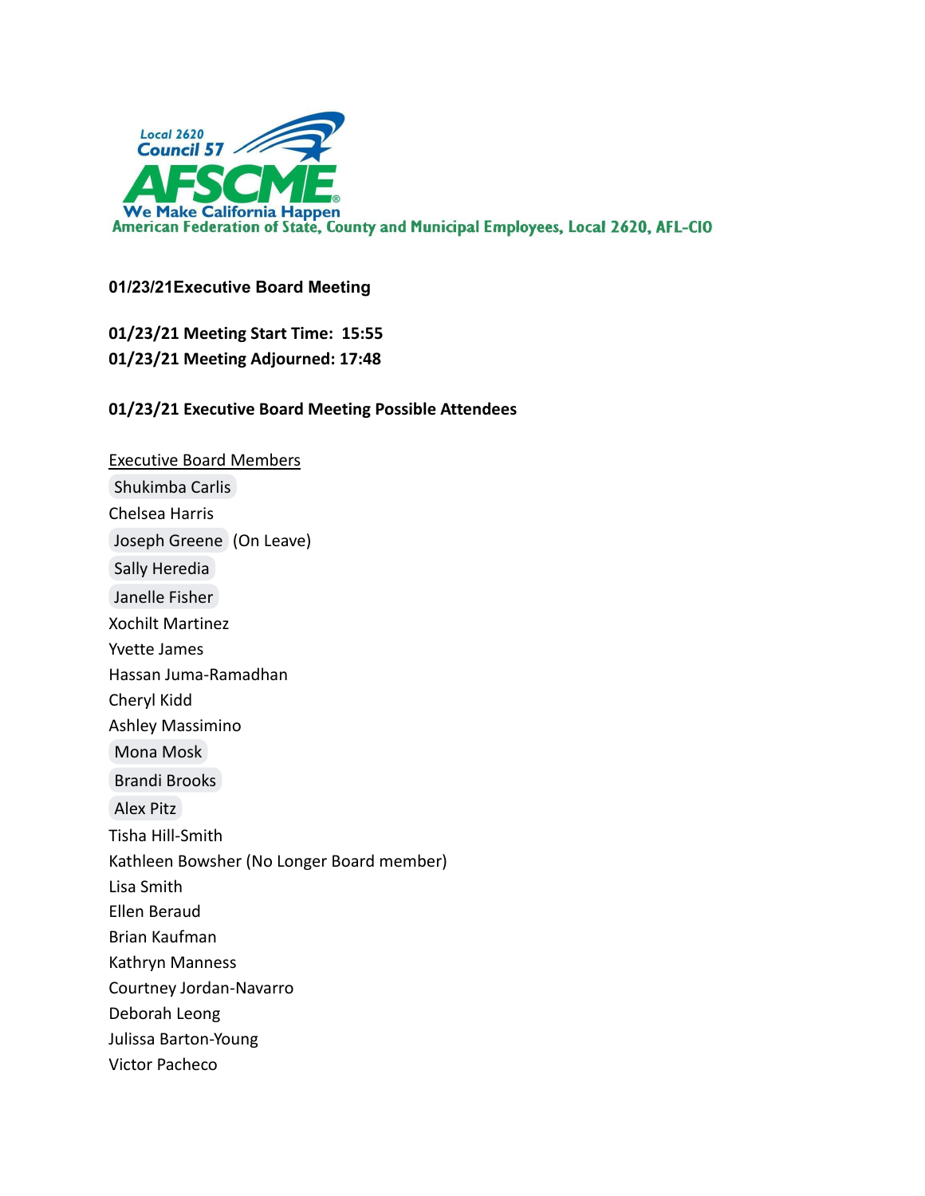Local 2620
Council 57
AFSCME
We Make California Happen
American Federation of State, County and Municipal Employees, Local 2620, AFL-CIO

**01/23/21Executive Board Meeting**

**01/23/21 Meeting Start Time: 15:55**
**01/23/21 Meeting Adjourned: 17:48**

**01/23/21 Executive Board Meeting Possible Attendees**

Executive Board Members

Shukimba Carlis
Chelsea Harris
Joseph Greene (On Leave)
Sally Heredia
Janelle Fisher
Xochilt Martinez
Yvette James
Hassan Juma-Ramadhan
Cheryl Kidd
Ashley Massimino
Mona Mosk
Brandi Brooks
Alex Pitz
Tisha Hill-Smith
Kathleen Bowsher (No Longer Board member)
Lisa Smith
Ellen Beraud
Brian Kaufman
Kathryn Manness
Courtney Jordan-Navarro
Deborah Leong
Julissa Barton-Young
Victor Pacheco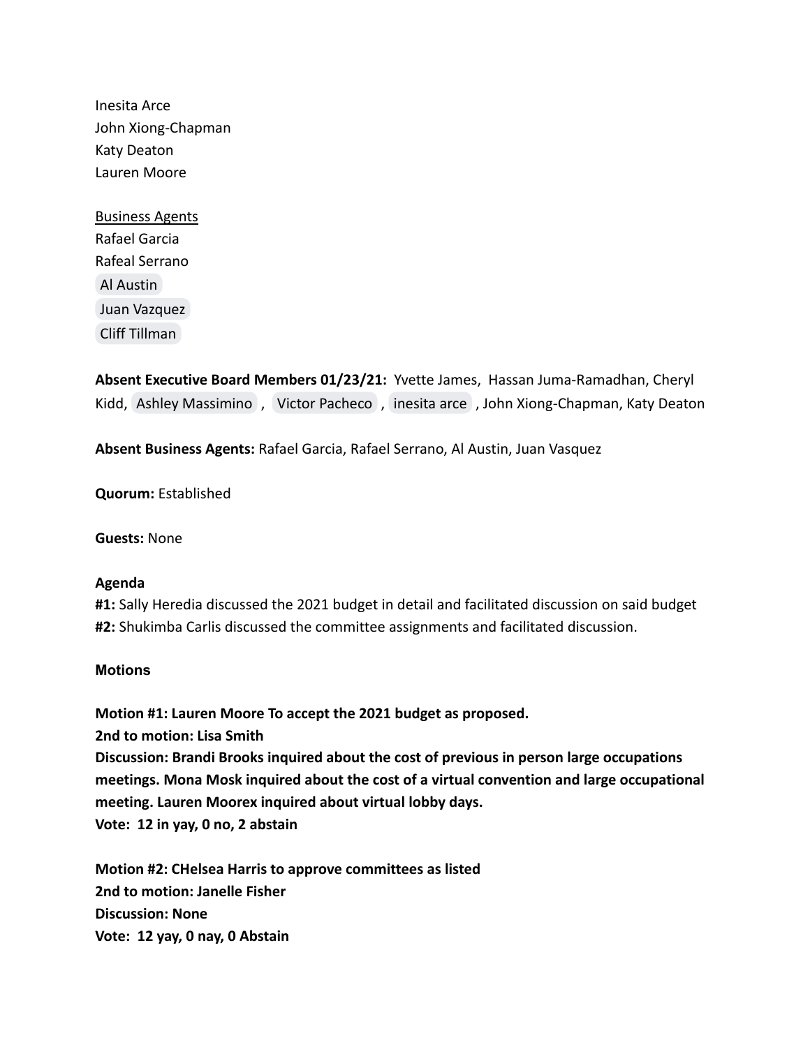Inesita Arce
John Xiong-Chapman
Katy Deaton
Lauren Moore

Business Agents
Rafael Garcia
Rafeal Serrano
Al Austin
Juan Vazquez
Cliff Tillman

**Absent Executive Board Members 01/23/21:** Yvette James, Hassan Juma-Ramadhan, Cheryl Kidd, Ashley Massimino, Victor Pacheco, inesita arce, John Xiong-Chapman, Katy Deaton

**Absent Business Agents:** Rafael Garcia, Rafael Serrano, Al Austin, Juan Vasquez

**Quorum:** Established

**Guests:** None

**Agenda**

**#1:** Sally Heredia discussed the 2021 budget in detail and facilitated discussion on said budget

**#2:** Shukimba Carlis discussed the committee assignments and facilitated discussion.

**Motions**

**Motion #1: Lauren Moore To accept the 2021 budget as proposed.**
**2nd to motion: Lisa Smith**
**Discussion: Brandi Brooks inquired about the cost of previous in person large occupations meetings. Mona Mosk inquired about the cost of a virtual convention and large occupational meeting. Lauren Moorex inquired about virtual lobby days.**
**Vote: 12 in yay, 0 no, 2 abstain**

**Motion #2: CHelsea Harris to approve committees as listed**
**2nd to motion: Janelle Fisher**
**Discussion: None**
**Vote: 12 yay, 0 nay, 0 Abstain**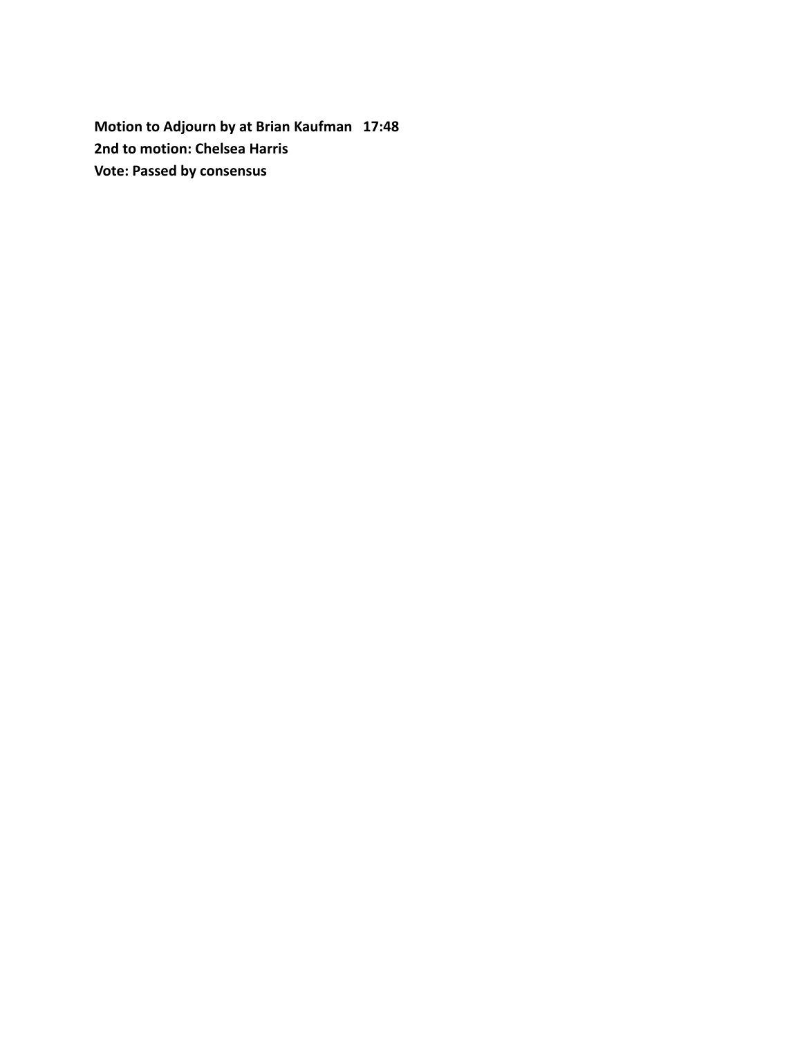**Motion to Adjourn by at Brian Kaufman 17:48**
**2nd to motion: Chelsea Harris**
**Vote: Passed by consensus**